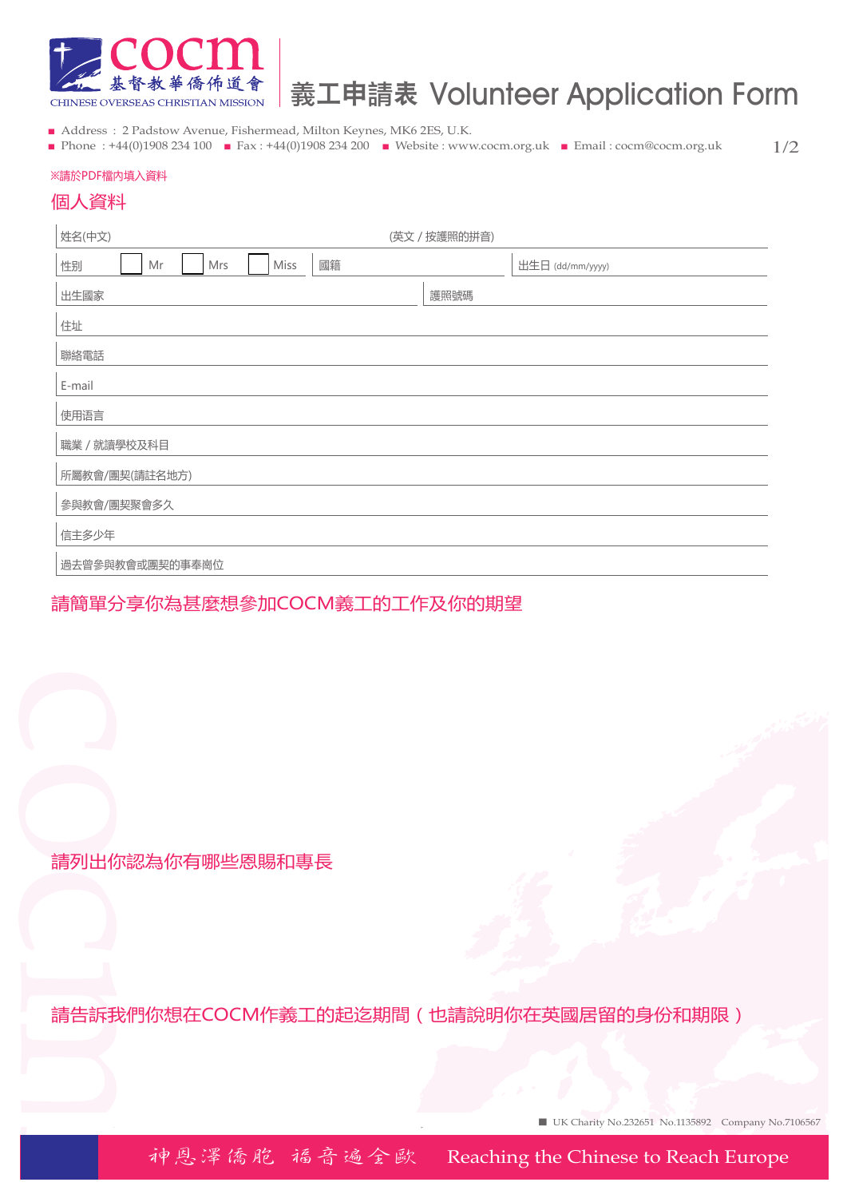# 義工申請表 Volunteer Application Form

COCM 基督教華僑佈道會 CHINESE OVERSEAS CHRISTIAN MISSION

- Address : 2 Padstow Avenue, Fishermead, Milton Keynes, MK6 2ES, U.K.
- Phone : +44(0)1908 234 100
- Fax : +44(0)1908 234 200
- Website : www.cocm.org.uk
- Email : cocm@cocm.org.uk

※請於PDF檔內填入資料

## 個人資料

姓名(中文) (英文 / 按護照的拼音)

性別 ☐ Mr ☐ Mrs ☐ Miss 國籍 出生日 (dd/mm/yyyy)

出生國家 護照號碼

住址

聯絡電話

E-mail

使用语言

職業 / 就讀學校及科目

所屬教會/團契(請註名地方)

參與教會/團契聚會多久

信主多少年

過去曾參與教會或團契的事奉崗位

## 請簡單分享你為甚麼想參加COCM義工的工作及你的期望

## 請列出你認為你有哪些恩賜和專長

## 請告訴我們你想在COCM作義工的起迄期間（也請說明你在英國居留的身份和期限）

UK Charity No.232651 No.1135892 Company No.7106567

神恩澤僑胞 福音遍全歐 Reaching the Chinese to Reach Europe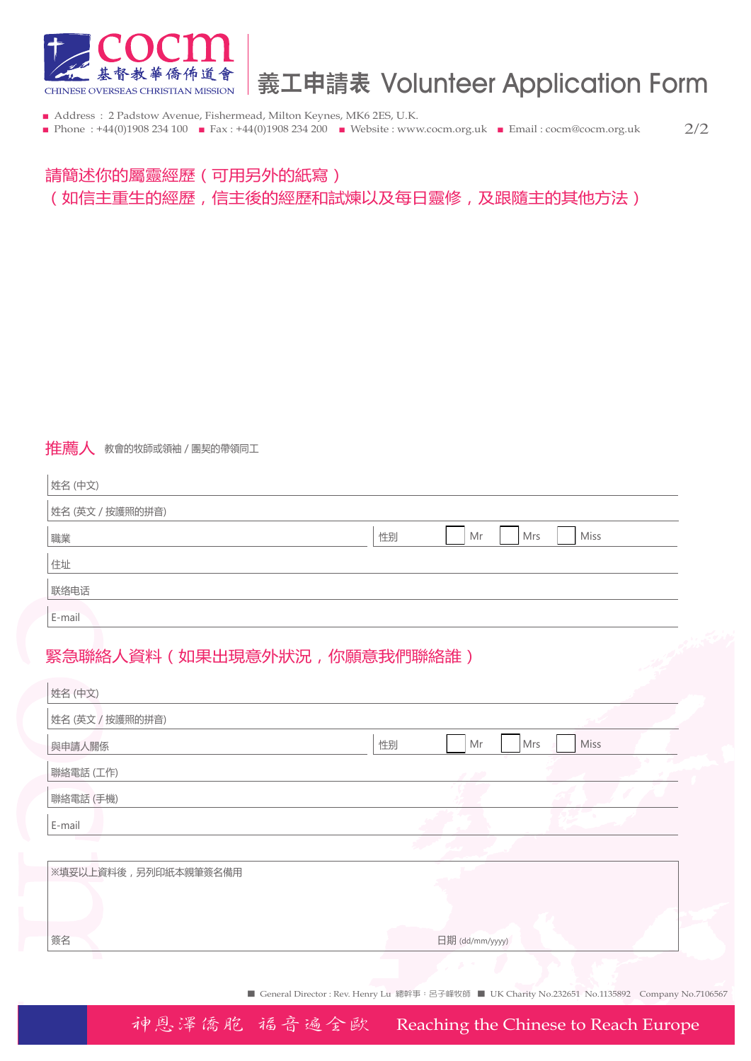# 義工申請表 Volunteer Application Form

- Address : 2 Padstow Avenue, Fishermead, Milton Keynes, MK6 2ES, U.K.
- Phone : +44(0)1908 234 100
- Fax : +44(0)1908 234 200
- Website : www.cocm.org.uk
- Email : cocm@cocm.org.uk

## 請簡述你的屬靈經歷（可用另外的紙寫）

（如信主重生的經歷，信主後的經歷和試煉以及每日靈修，及跟隨主的其他方法）

## 推薦人 教會的牧師或領袖 / 團契的帶領同工

姓名 (中文)

姓名 (英文 / 按護照的拼音)

職業　　　性別 ☐ Mr ☐ Mrs ☐ Miss

住址

联络电话

E-mail

## 緊急聯絡人資料（如果出現意外狀況，你願意我們聯絡誰）

姓名 (中文)

姓名 (英文 / 按護照的拼音)

與申請人關係　　　性別 ☐ Mr ☐ Mrs ☐ Miss

聯絡電話 (工作)

聯絡電話 (手機)

E-mail

※填妥以上資料後，另列印紙本親筆簽名備用

簽名　　　日期 (dd/mm/yyyy)

General Director : Rev. Henry Lu 總幹事：呂子峰牧師　UK Charity No.232651 No.1135892　Company No.7106567

神恩澤僑胞 福音遍全歐　Reaching the Chinese to Reach Europe